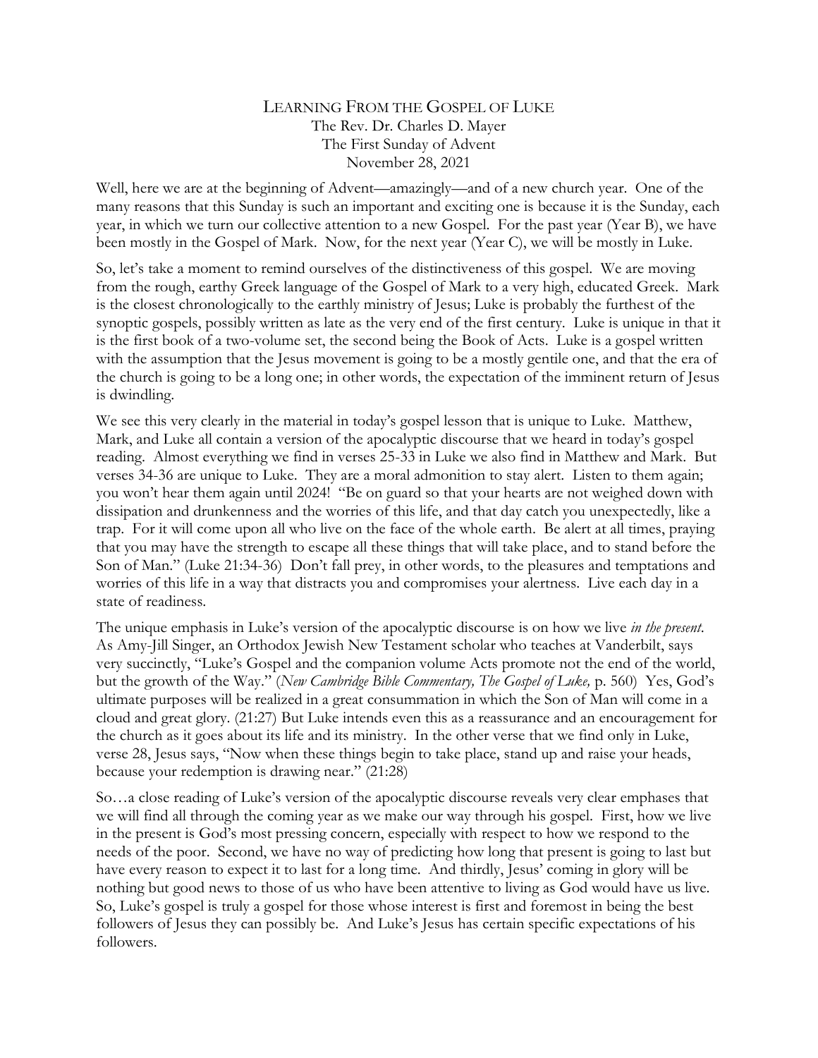# LEARNING FROM THE GOSPEL OF LUKE

The Rev. Dr. Charles D. Mayer
The First Sunday of Advent
November 28, 2021

Well, here we are at the beginning of Advent—amazingly—and of a new church year. One of the many reasons that this Sunday is such an important and exciting one is because it is the Sunday, each year, in which we turn our collective attention to a new Gospel. For the past year (Year B), we have been mostly in the Gospel of Mark. Now, for the next year (Year C), we will be mostly in Luke.

So, let's take a moment to remind ourselves of the distinctiveness of this gospel. We are moving from the rough, earthy Greek language of the Gospel of Mark to a very high, educated Greek. Mark is the closest chronologically to the earthly ministry of Jesus; Luke is probably the furthest of the synoptic gospels, possibly written as late as the very end of the first century. Luke is unique in that it is the first book of a two-volume set, the second being the Book of Acts. Luke is a gospel written with the assumption that the Jesus movement is going to be a mostly gentile one, and that the era of the church is going to be a long one; in other words, the expectation of the imminent return of Jesus is dwindling.

We see this very clearly in the material in today's gospel lesson that is unique to Luke. Matthew, Mark, and Luke all contain a version of the apocalyptic discourse that we heard in today's gospel reading. Almost everything we find in verses 25-33 in Luke we also find in Matthew and Mark. But verses 34-36 are unique to Luke. They are a moral admonition to stay alert. Listen to them again; you won't hear them again until 2024! "Be on guard so that your hearts are not weighed down with dissipation and drunkenness and the worries of this life, and that day catch you unexpectedly, like a trap. For it will come upon all who live on the face of the whole earth. Be alert at all times, praying that you may have the strength to escape all these things that will take place, and to stand before the Son of Man." (Luke 21:34-36) Don't fall prey, in other words, to the pleasures and temptations and worries of this life in a way that distracts you and compromises your alertness. Live each day in a state of readiness.

The unique emphasis in Luke's version of the apocalyptic discourse is on how we live *in the present*. As Amy-Jill Singer, an Orthodox Jewish New Testament scholar who teaches at Vanderbilt, says very succinctly, "Luke's Gospel and the companion volume Acts promote not the end of the world, but the growth of the Way." (*New Cambridge Bible Commentary, The Gospel of Luke,* p. 560) Yes, God's ultimate purposes will be realized in a great consummation in which the Son of Man will come in a cloud and great glory. (21:27) But Luke intends even this as a reassurance and an encouragement for the church as it goes about its life and its ministry. In the other verse that we find only in Luke, verse 28, Jesus says, "Now when these things begin to take place, stand up and raise your heads, because your redemption is drawing near." (21:28)

So…a close reading of Luke's version of the apocalyptic discourse reveals very clear emphases that we will find all through the coming year as we make our way through his gospel. First, how we live in the present is God's most pressing concern, especially with respect to how we respond to the needs of the poor. Second, we have no way of predicting how long that present is going to last but have every reason to expect it to last for a long time. And thirdly, Jesus' coming in glory will be nothing but good news to those of us who have been attentive to living as God would have us live. So, Luke's gospel is truly a gospel for those whose interest is first and foremost in being the best followers of Jesus they can possibly be. And Luke's Jesus has certain specific expectations of his followers.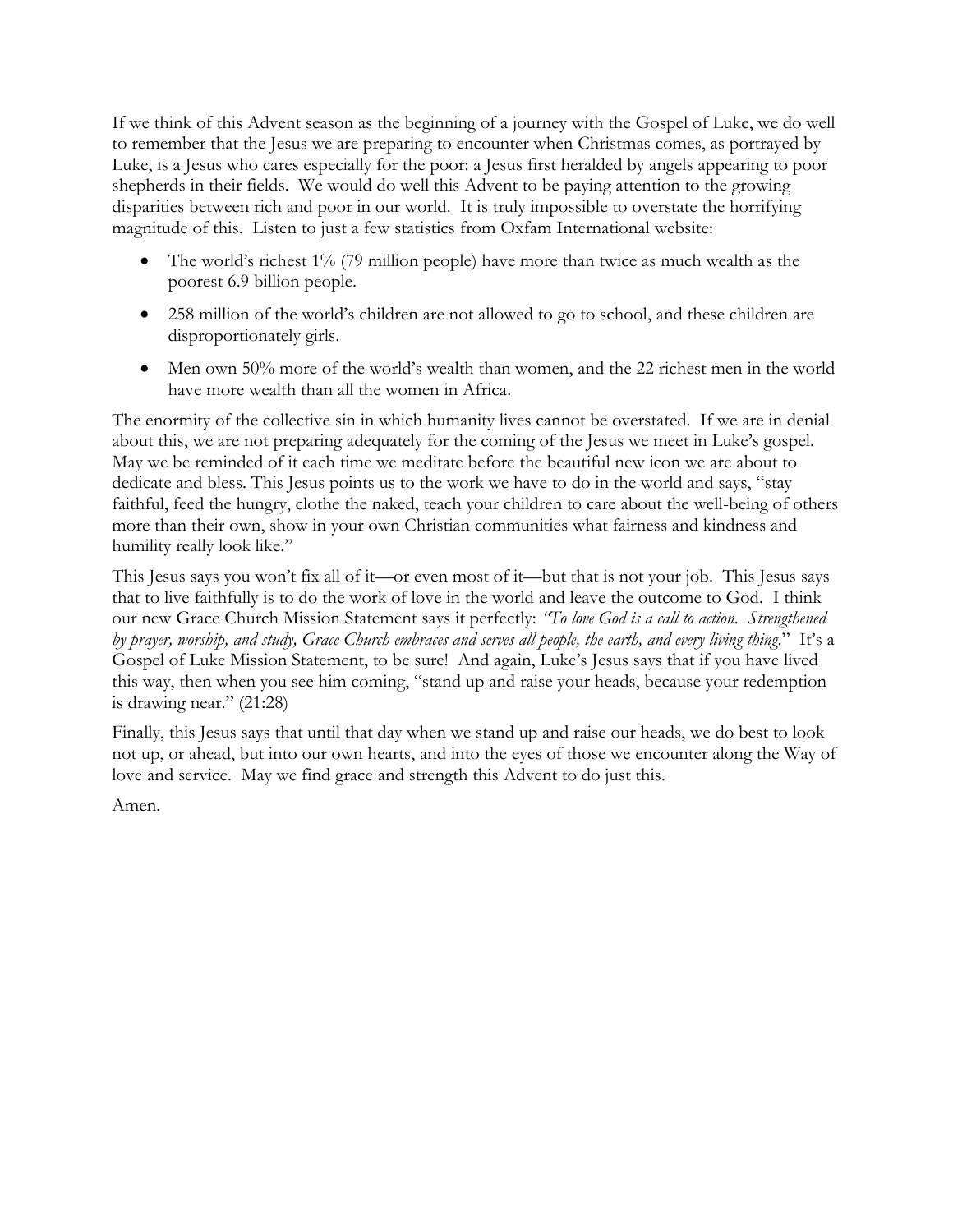If we think of this Advent season as the beginning of a journey with the Gospel of Luke, we do well to remember that the Jesus we are preparing to encounter when Christmas comes, as portrayed by Luke, is a Jesus who cares especially for the poor: a Jesus first heralded by angels appearing to poor shepherds in their fields. We would do well this Advent to be paying attention to the growing disparities between rich and poor in our world. It is truly impossible to overstate the horrifying magnitude of this. Listen to just a few statistics from Oxfam International website:

- The world's richest 1% (79 million people) have more than twice as much wealth as the poorest 6.9 billion people.
- 258 million of the world's children are not allowed to go to school, and these children are disproportionately girls.
- Men own 50% more of the world's wealth than women, and the 22 richest men in the world have more wealth than all the women in Africa.

The enormity of the collective sin in which humanity lives cannot be overstated. If we are in denial about this, we are not preparing adequately for the coming of the Jesus we meet in Luke's gospel. May we be reminded of it each time we meditate before the beautiful new icon we are about to dedicate and bless. This Jesus points us to the work we have to do in the world and says, "stay faithful, feed the hungry, clothe the naked, teach your children to care about the well-being of others more than their own, show in your own Christian communities what fairness and kindness and humility really look like."

This Jesus says you won't fix all of it—or even most of it—but that is not your job. This Jesus says that to live faithfully is to do the work of love in the world and leave the outcome to God. I think our new Grace Church Mission Statement says it perfectly: *"To love God is a call to action. Strengthened by prayer, worship, and study, Grace Church embraces and serves all people, the earth, and every living thing.*" It's a Gospel of Luke Mission Statement, to be sure! And again, Luke's Jesus says that if you have lived this way, then when you see him coming, "stand up and raise your heads, because your redemption is drawing near." (21:28)

Finally, this Jesus says that until that day when we stand up and raise our heads, we do best to look not up, or ahead, but into our own hearts, and into the eyes of those we encounter along the Way of love and service. May we find grace and strength this Advent to do just this.

Amen.